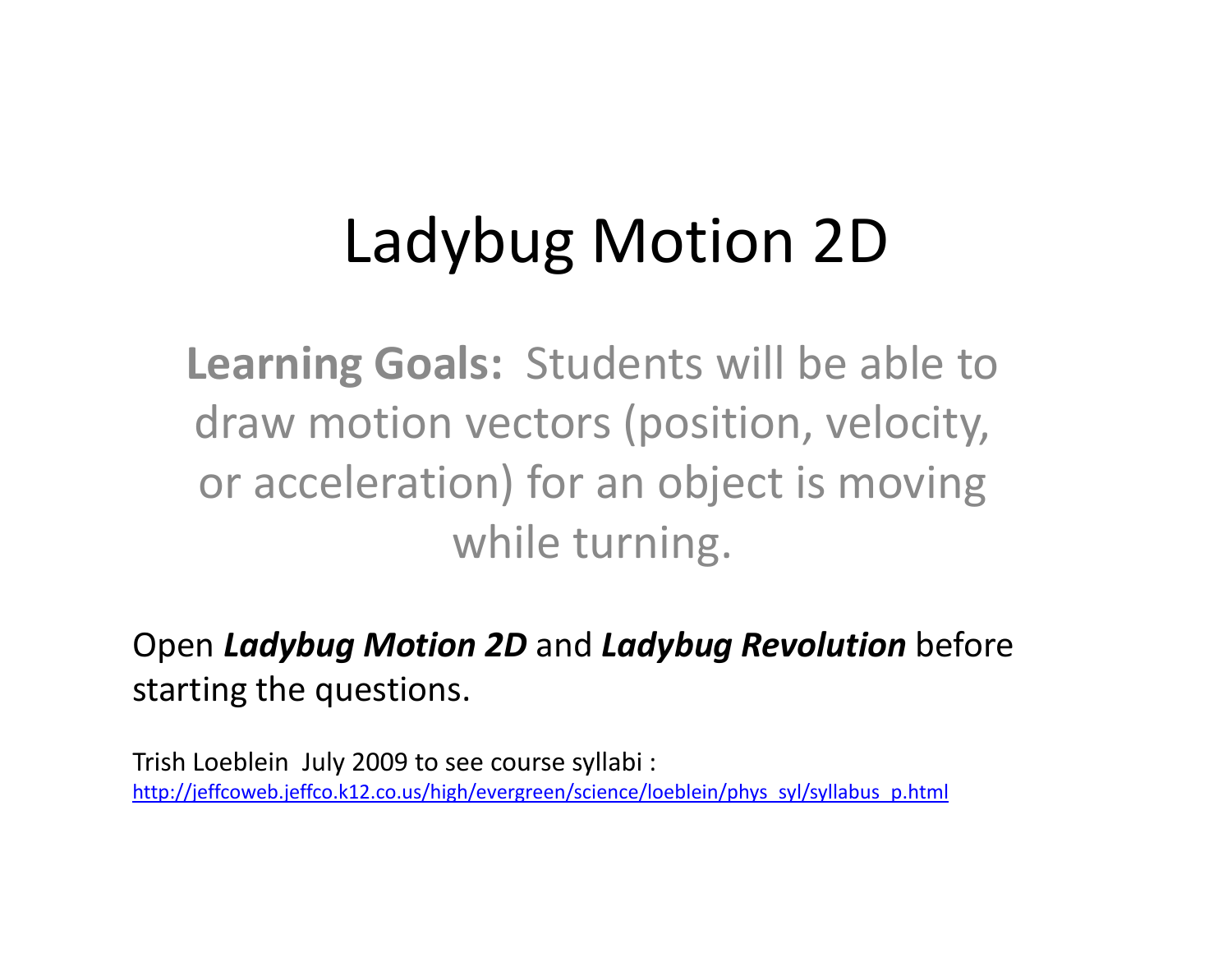# Ladybug Motion 2D

**Learning Goals:** Students will be able to draw motion vectors (position, velocity, or acceleration) for an object is moving while turning.

Open ***Ladybug Motion 2D*** and ***Ladybug Revolution*** before starting the questions.

Trish Loeblein July 2009 to see course syllabi : http://jeffcoweb.jeffco.k12.co.us/high/evergreen/science/loeblein/phys_syl/syllabus_p.html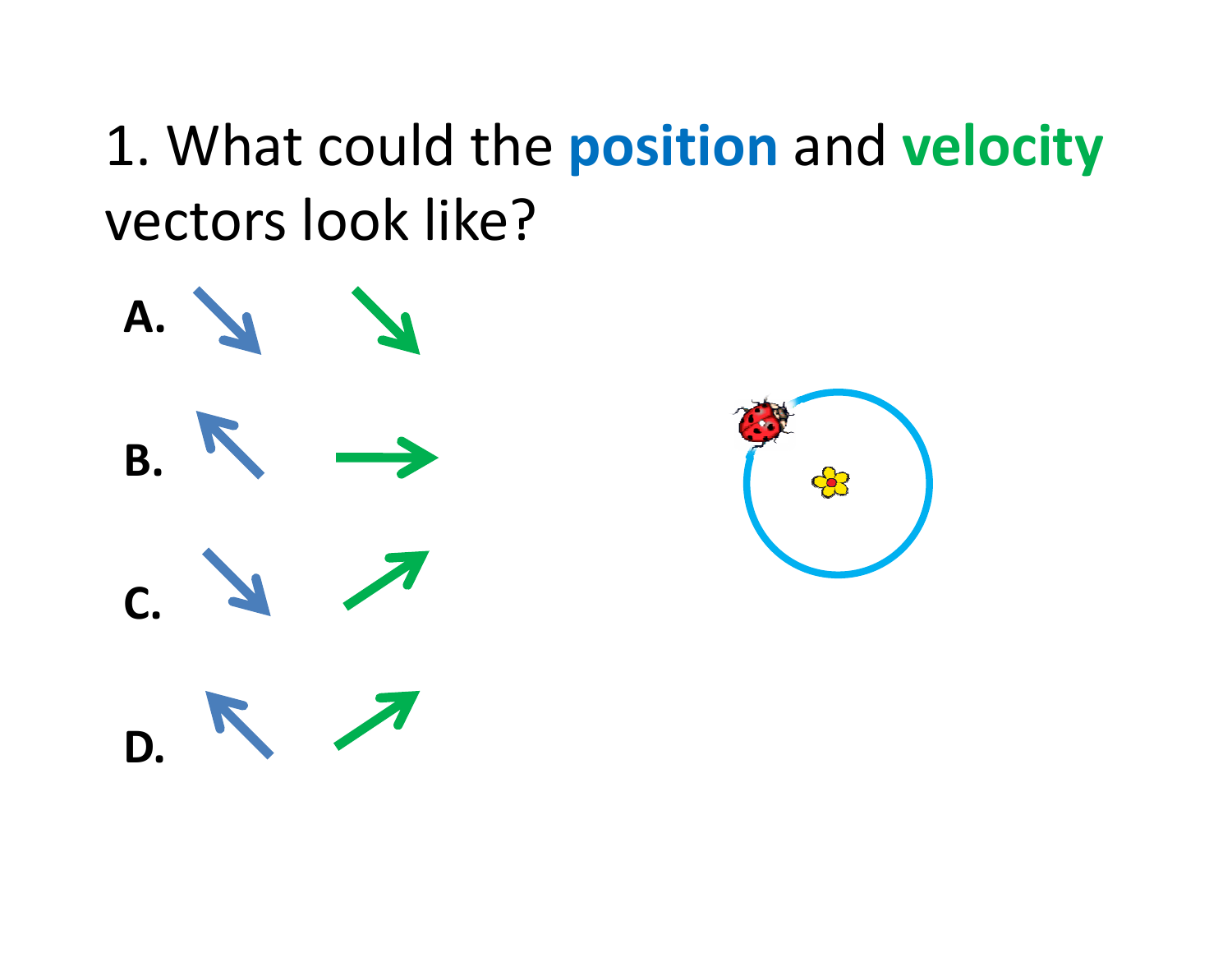1. What could the **position** and **velocity** vectors look like?

**A.**

**B.**

**C.**

**D.**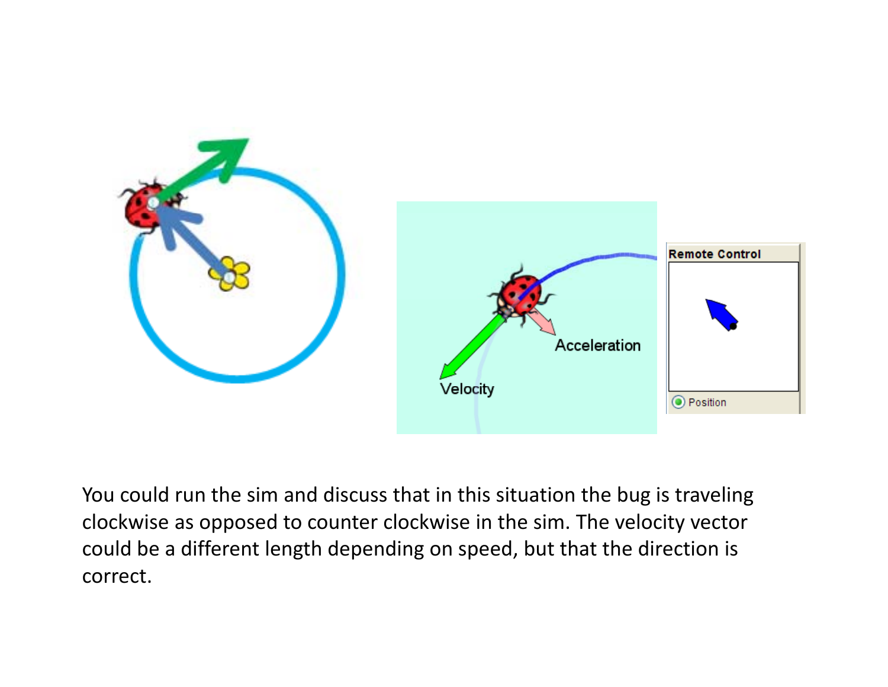You could run the sim and discuss that in this situation the bug is traveling clockwise as opposed to counter clockwise in the sim. The velocity vector could be a different length depending on speed, but that the direction is correct.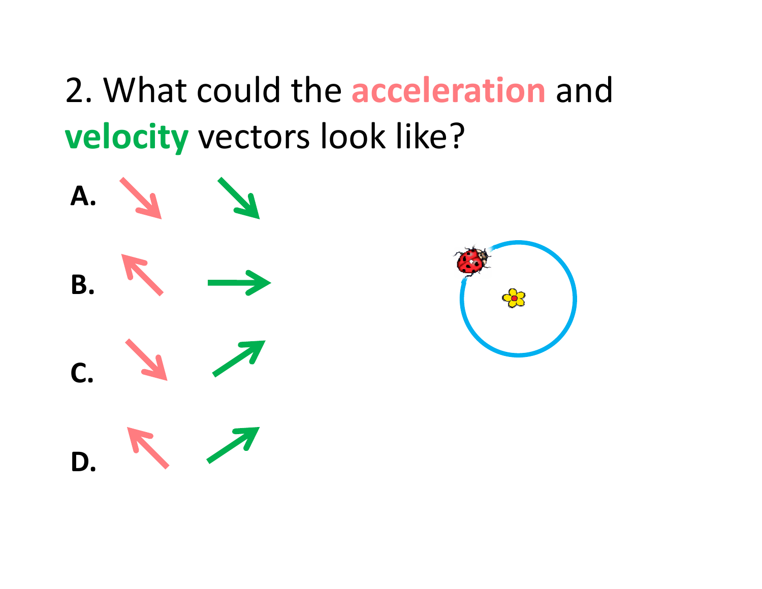2. What could the **acceleration** and **velocity** vectors look like?

A.

B.

C.

D.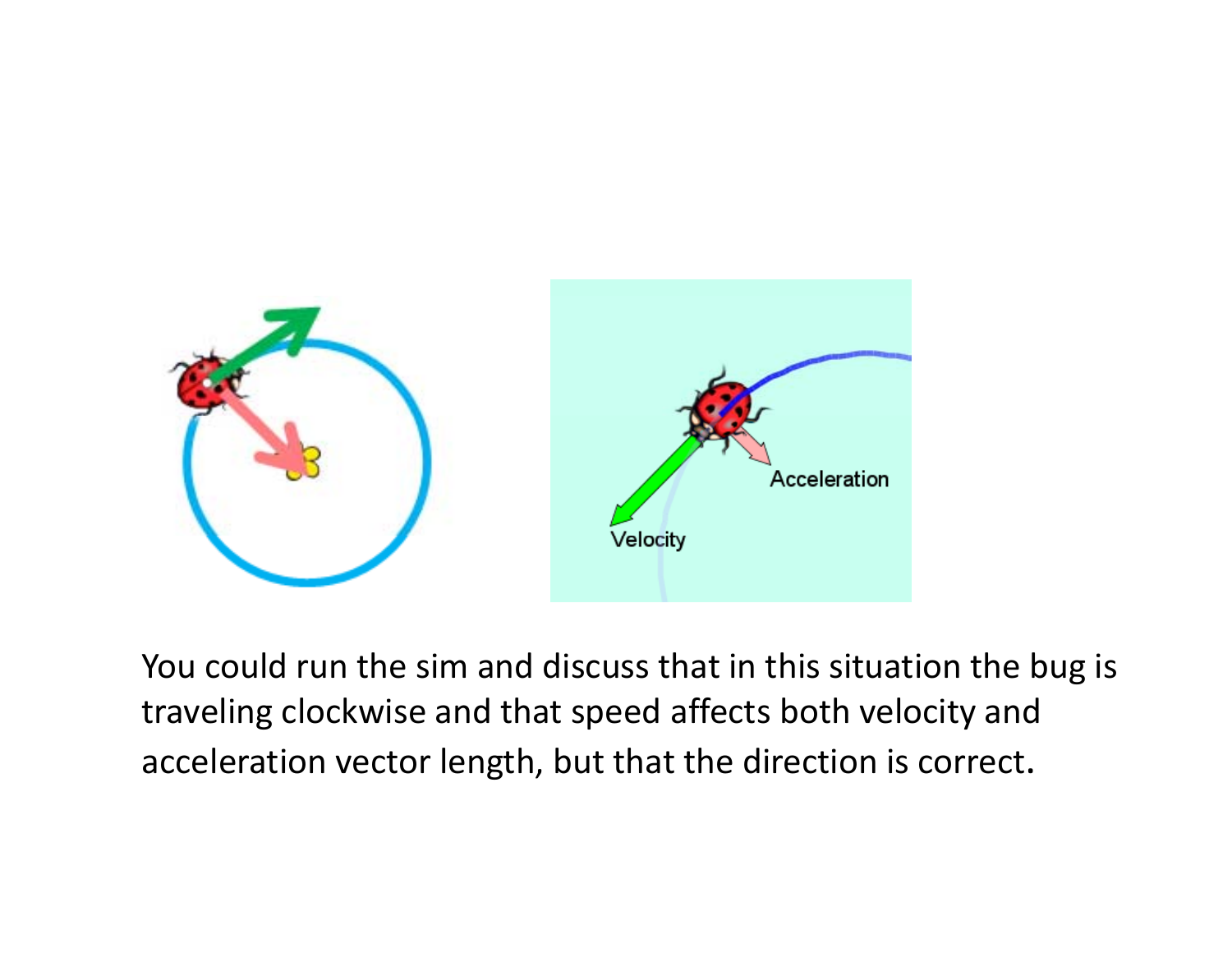You could run the sim and discuss that in this situation the bug is traveling clockwise and that speed affects both velocity and acceleration vector length, but that the direction is correct.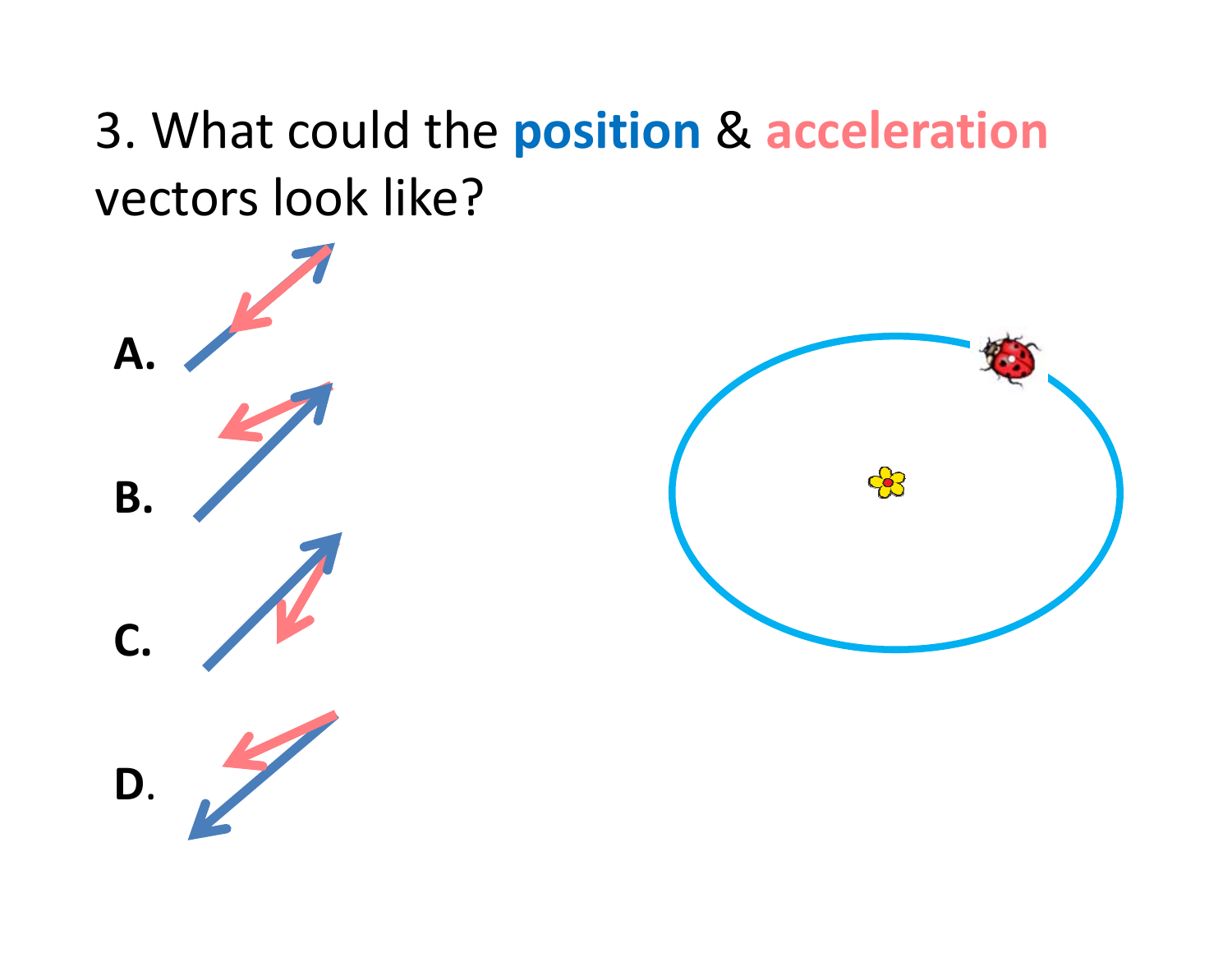3. What could the **position** & **acceleration** vectors look like?

**A.**

**B.**

**C.**

**D.**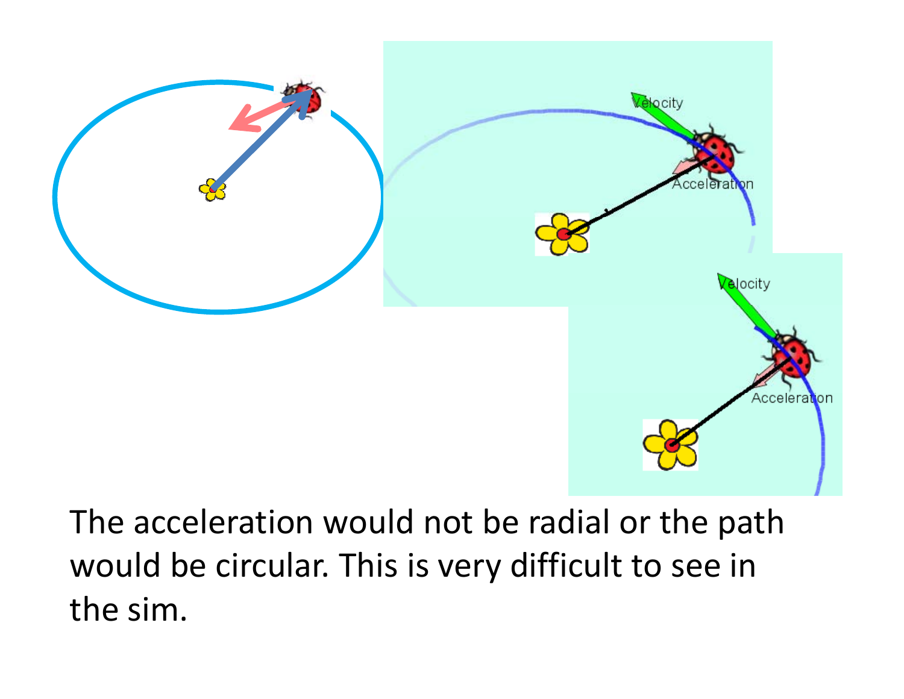The acceleration would not be radial or the path would be circular. This is very difficult to see in the sim.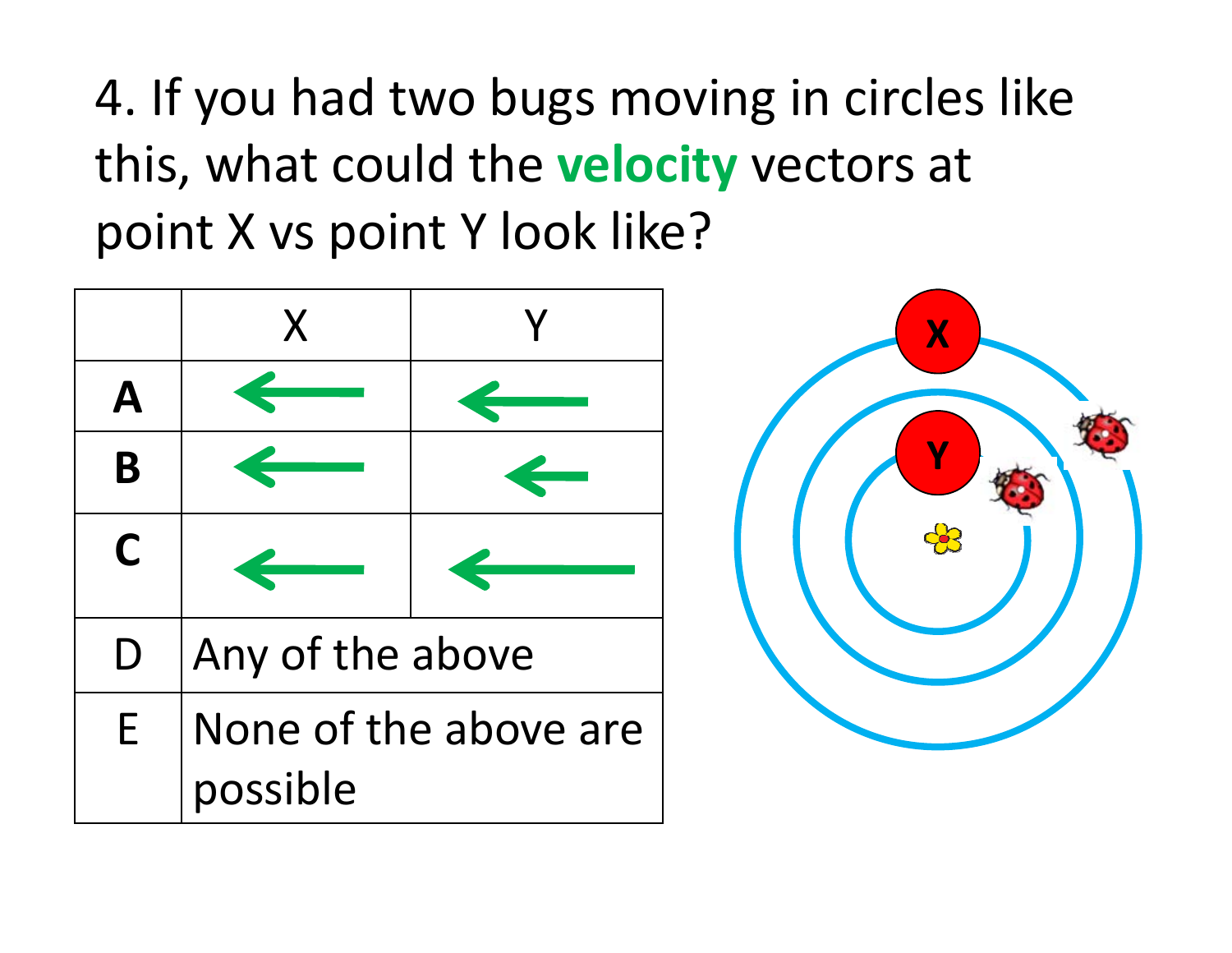4. If you had two bugs moving in circles like this, what could the **velocity** vectors at point X vs point Y look like?

| | X | Y |
|---|---|---|
| **A** | ← | ← |
| **B** | ← | ← (shorter) |
| **C** | ← | ←— (longer) |
| D | Any of the above | |
| E | None of the above are possible | |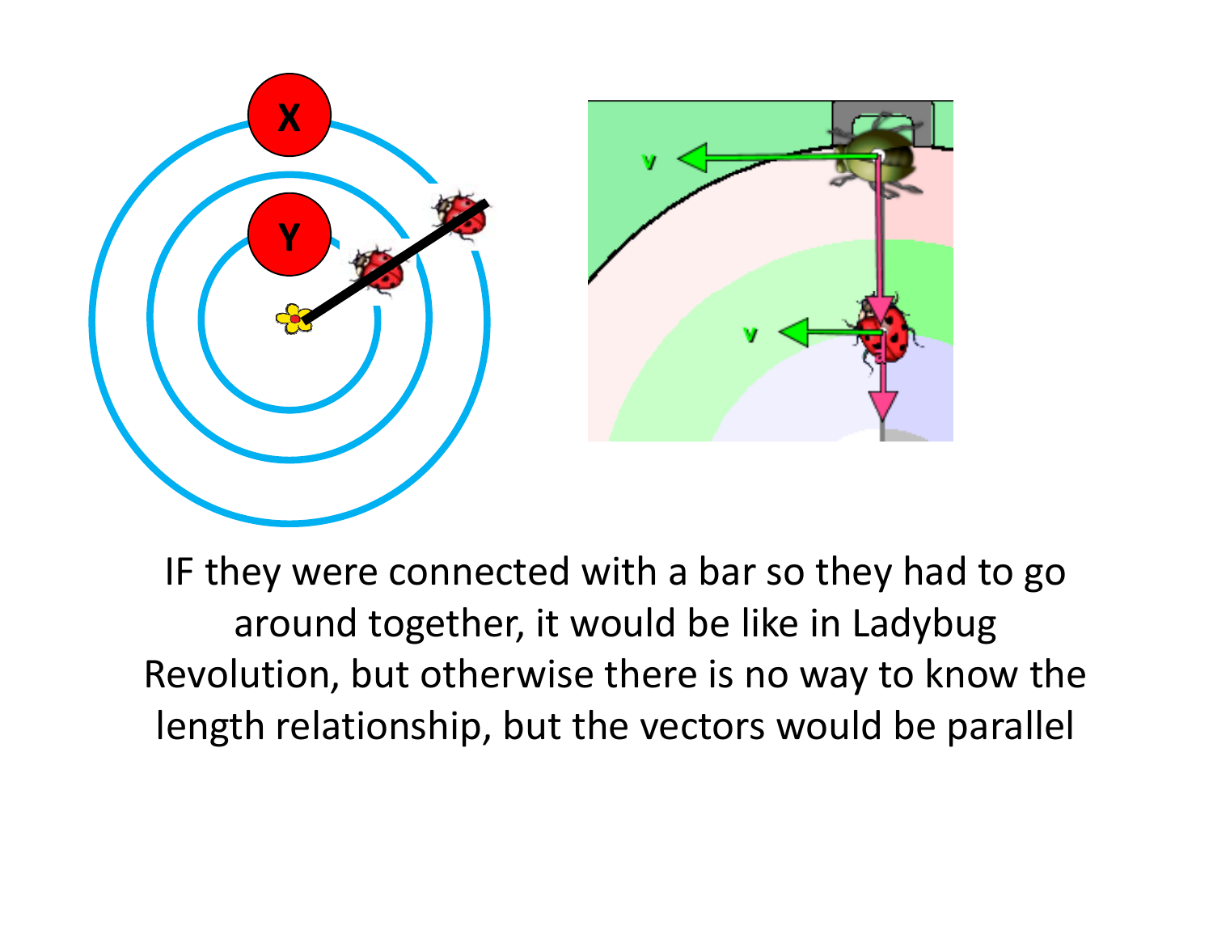IF they were connected with a bar so they had to go around together, it would be like in Ladybug Revolution, but otherwise there is no way to know the length relationship, but the vectors would be parallel